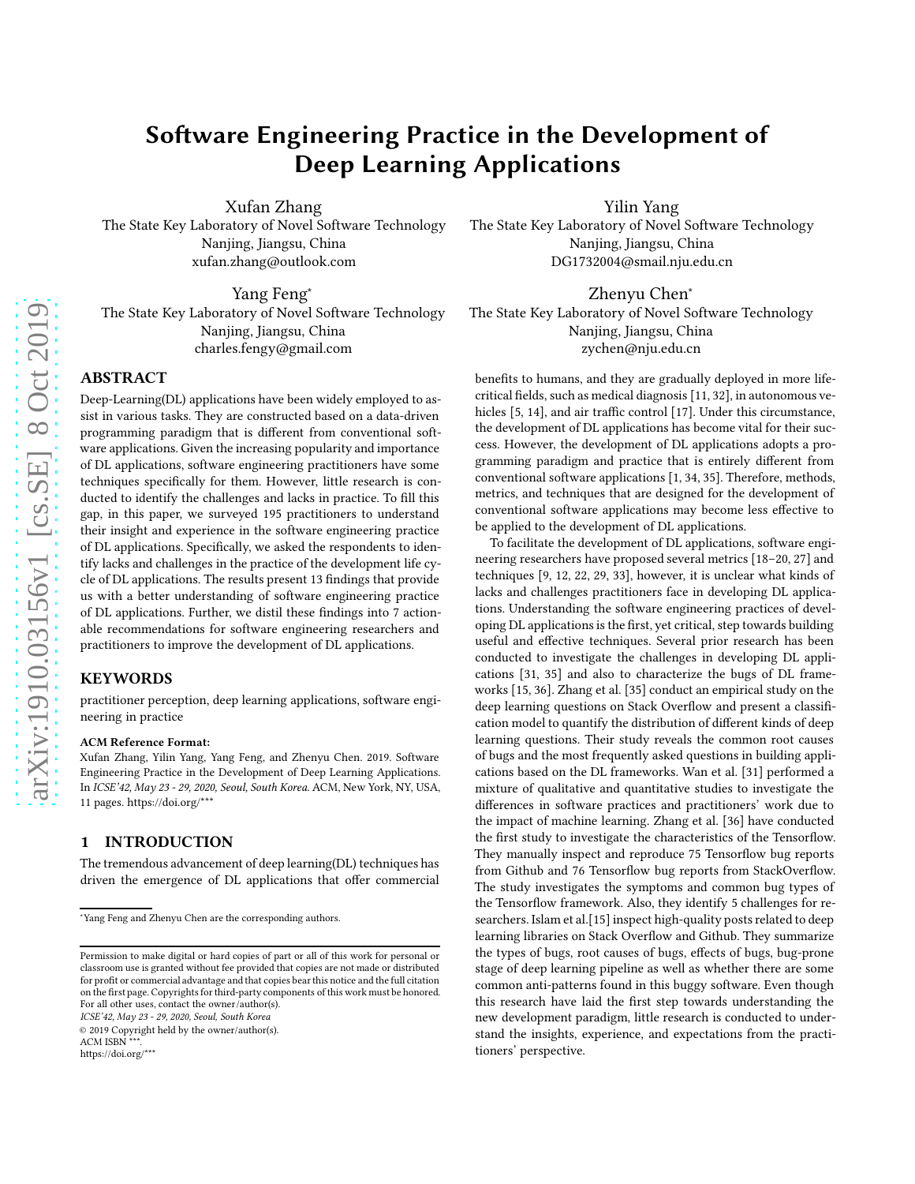# Software Engineering Practice in the Development of Deep Learning Applications

Xufan Zhang
The State Key Laboratory of Novel Software Technology
Nanjing, Jiangsu, China
xufan.zhang@outlook.com

Yilin Yang
The State Key Laboratory of Novel Software Technology
Nanjing, Jiangsu, China
DG1732004@smail.nju.edu.cn

Yang Feng*
The State Key Laboratory of Novel Software Technology
Nanjing, Jiangsu, China
charles.fengy@gmail.com

Zhenyu Chen*
The State Key Laboratory of Novel Software Technology
Nanjing, Jiangsu, China
zychen@nju.edu.cn

## ABSTRACT

Deep-Learning(DL) applications have been widely employed to assist in various tasks. They are constructed based on a data-driven programming paradigm that is different from conventional software applications. Given the increasing popularity and importance of DL applications, software engineering practitioners have some techniques specifically for them. However, little research is conducted to identify the challenges and lacks in practice. To fill this gap, in this paper, we surveyed 195 practitioners to understand their insight and experience in the software engineering practice of DL applications. Specifically, we asked the respondents to identify lacks and challenges in the practice of the development life cycle of DL applications. The results present 13 findings that provide us with a better understanding of software engineering practice of DL applications. Further, we distil these findings into 7 actionable recommendations for software engineering researchers and practitioners to improve the development of DL applications.

## KEYWORDS

practitioner perception, deep learning applications, software engineering in practice

**ACM Reference Format:**
Xufan Zhang, Yilin Yang, Yang Feng, and Zhenyu Chen. 2019. Software Engineering Practice in the Development of Deep Learning Applications. In *ICSE'42, May 23 - 29, 2020, Seoul, South Korea.* ACM, New York, NY, USA, 11 pages. https://doi.org/***

## 1 INTRODUCTION

The tremendous advancement of deep learning(DL) techniques has driven the emergence of DL applications that offer commercial benefits to humans, and they are gradually deployed in more life-critical fields, such as medical diagnosis [11, 32], in autonomous vehicles [5, 14], and air traffic control [17]. Under this circumstance, the development of DL applications has become vital for their success. However, the development of DL applications adopts a programming paradigm and practice that is entirely different from conventional software applications [1, 34, 35]. Therefore, methods, metrics, and techniques that are designed for the development of conventional software applications may become less effective to be applied to the development of DL applications.

To facilitate the development of DL applications, software engineering researchers have proposed several metrics [18–20, 27] and techniques [9, 12, 22, 29, 33], however, it is unclear what kinds of lacks and challenges practitioners face in developing DL applications. Understanding the software engineering practices of developing DL applications is the first, yet critical, step towards building useful and effective techniques. Several prior research has been conducted to investigate the challenges in developing DL applications [31, 35] and also to characterize the bugs of DL frameworks [15, 36]. Zhang et al. [35] conduct an empirical study on the deep learning questions on Stack Overflow and present a classification model to quantify the distribution of different kinds of deep learning questions. Their study reveals the common root causes of bugs and the most frequently asked questions in building applications based on the DL frameworks. Wan et al. [31] performed a mixture of qualitative and quantitative studies to investigate the differences in software practices and practitioners' work due to the impact of machine learning. Zhang et al. [36] have conducted the first study to investigate the characteristics of the Tensorflow. They manually inspect and reproduce 75 Tensorflow bug reports from Github and 76 Tensorflow bug reports from StackOverflow. The study investigates the symptoms and common bug types of the Tensorflow framework. Also, they identify 5 challenges for researchers. Islam et al.[15] inspect high-quality posts related to deep learning libraries on Stack Overflow and Github. They summarize the types of bugs, root causes of bugs, effects of bugs, bug-prone stage of deep learning pipeline as well as whether there are some common anti-patterns found in this buggy software. Even though this research have laid the first step towards understanding the new development paradigm, little research is conducted to understand the insights, experience, and expectations from the practitioners' perspective.

*Yang Feng and Zhenyu Chen are the corresponding authors.

Permission to make digital or hard copies of part or all of this work for personal or classroom use is granted without fee provided that copies are not made or distributed for profit or commercial advantage and that copies bear this notice and the full citation on the first page. Copyrights for third-party components of this work must be honored. For all other uses, contact the owner/author(s).
*ICSE'42, May 23 - 29, 2020, Seoul, South Korea*
© 2019 Copyright held by the owner/author(s).
ACM ISBN ***.
https://doi.org/***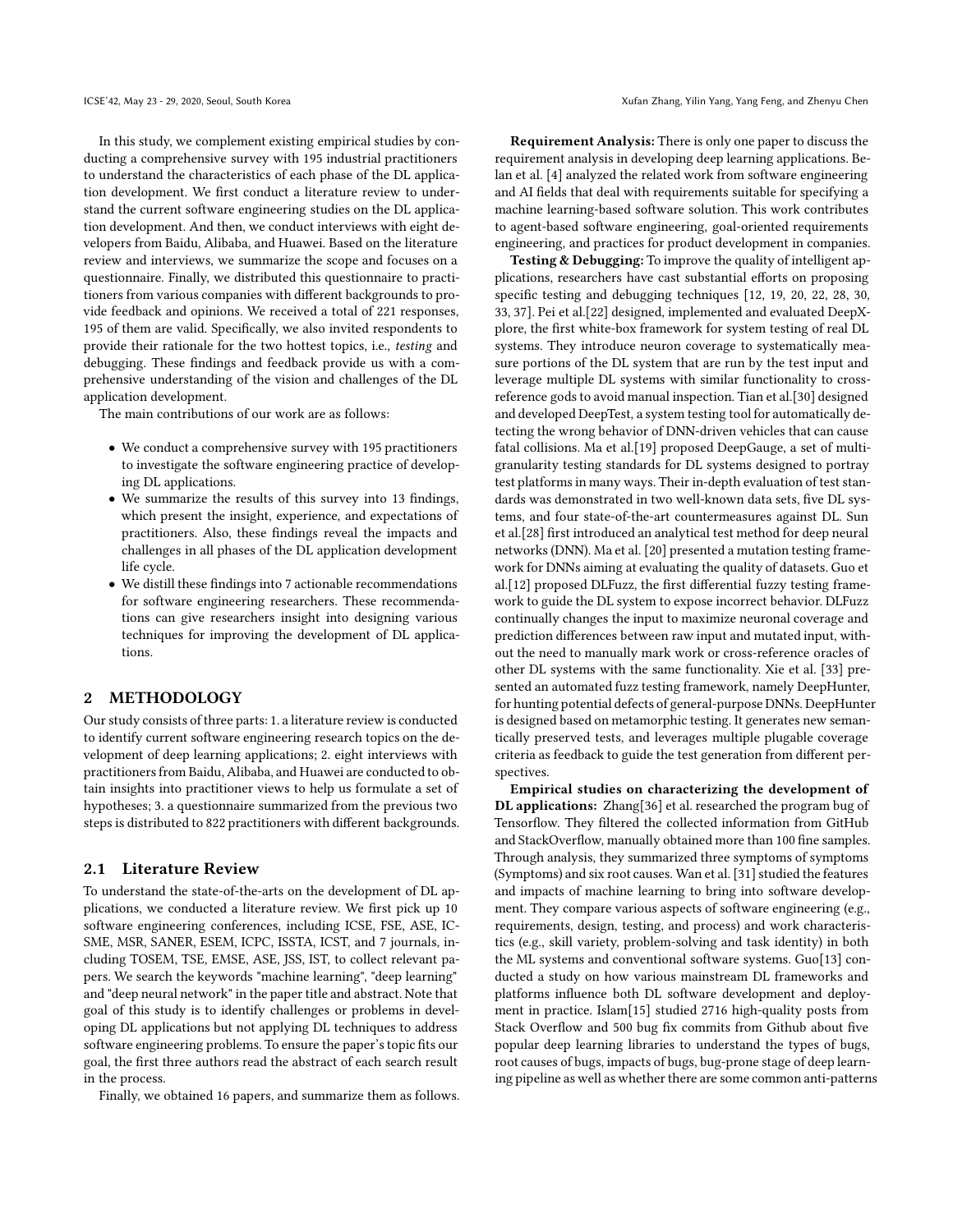In this study, we complement existing empirical studies by conducting a comprehensive survey with 195 industrial practitioners to understand the characteristics of each phase of the DL application development. We first conduct a literature review to understand the current software engineering studies on the DL application development. And then, we conduct interviews with eight developers from Baidu, Alibaba, and Huawei. Based on the literature review and interviews, we summarize the scope and focuses on a questionnaire. Finally, we distributed this questionnaire to practitioners from various companies with different backgrounds to provide feedback and opinions. We received a total of 221 responses, 195 of them are valid. Specifically, we also invited respondents to provide their rationale for the two hottest topics, i.e., *testing* and debugging. These findings and feedback provide us with a comprehensive understanding of the vision and challenges of the DL application development.

The main contributions of our work are as follows:

- We conduct a comprehensive survey with 195 practitioners to investigate the software engineering practice of developing DL applications.
- We summarize the results of this survey into 13 findings, which present the insight, experience, and expectations of practitioners. Also, these findings reveal the impacts and challenges in all phases of the DL application development life cycle.
- We distill these findings into 7 actionable recommendations for software engineering researchers. These recommendations can give researchers insight into designing various techniques for improving the development of DL applications.

## 2 METHODOLOGY

Our study consists of three parts: 1. a literature review is conducted to identify current software engineering research topics on the development of deep learning applications; 2. eight interviews with practitioners from Baidu, Alibaba, and Huawei are conducted to obtain insights into practitioner views to help us formulate a set of hypotheses; 3. a questionnaire summarized from the previous two steps is distributed to 822 practitioners with different backgrounds.

### 2.1 Literature Review

To understand the state-of-the-arts on the development of DL applications, we conducted a literature review. We first pick up 10 software engineering conferences, including ICSE, FSE, ASE, ICSME, MSR, SANER, ESEM, ICPC, ISSTA, ICST, and 7 journals, including TOSEM, TSE, EMSE, ASE, JSS, IST, to collect relevant papers. We search the keywords "machine learning", "deep learning" and "deep neural network" in the paper title and abstract. Note that goal of this study is to identify challenges or problems in developing DL applications but not applying DL techniques to address software engineering problems. To ensure the paper's topic fits our goal, the first three authors read the abstract of each search result in the process.

Finally, we obtained 16 papers, and summarize them as follows.

**Requirement Analysis:** There is only one paper to discuss the requirement analysis in developing deep learning applications. Belan et al. [4] analyzed the related work from software engineering and AI fields that deal with requirements suitable for specifying a machine learning-based software solution. This work contributes to agent-based software engineering, goal-oriented requirements engineering, and practices for product development in companies.

**Testing & Debugging:** To improve the quality of intelligent applications, researchers have cast substantial efforts on proposing specific testing and debugging techniques [12, 19, 20, 22, 28, 30, 33, 37]. Pei et al.[22] designed, implemented and evaluated DeepXplore, the first white-box framework for system testing of real DL systems. They introduce neuron coverage to systematically measure portions of the DL system that are run by the test input and leverage multiple DL systems with similar functionality to cross-reference gods to avoid manual inspection. Tian et al.[30] designed and developed DeepTest, a system testing tool for automatically detecting the wrong behavior of DNN-driven vehicles that can cause fatal collisions. Ma et al.[19] proposed DeepGauge, a set of multi-granularity testing standards for DL systems designed to portray test platforms in many ways. Their in-depth evaluation of test standards was demonstrated in two well-known data sets, five DL systems, and four state-of-the-art countermeasures against DL. Sun et al.[28] first introduced an analytical test method for deep neural networks (DNN). Ma et al. [20] presented a mutation testing framework for DNNs aiming at evaluating the quality of datasets. Guo et al.[12] proposed DLFuzz, the first differential fuzzy testing framework to guide the DL system to expose incorrect behavior. DLFuzz continually changes the input to maximize neuronal coverage and prediction differences between raw input and mutated input, without the need to manually mark work or cross-reference oracles of other DL systems with the same functionality. Xie et al. [33] presented an automated fuzz testing framework, namely DeepHunter, for hunting potential defects of general-purpose DNNs. DeepHunter is designed based on metamorphic testing. It generates new semantically preserved tests, and leverages multiple plugable coverage criteria as feedback to guide the test generation from different perspectives.

**Empirical studies on characterizing the development of DL applications:** Zhang[36] et al. researched the program bug of Tensorflow. They filtered the collected information from GitHub and StackOverflow, manually obtained more than 100 fine samples. Through analysis, they summarized three symptoms of symptoms (Symptoms) and six root causes. Wan et al. [31] studied the features and impacts of machine learning to bring into software development. They compare various aspects of software engineering (e.g., requirements, design, testing, and process) and work characteristics (e.g., skill variety, problem-solving and task identity) in both the ML systems and conventional software systems. Guo[13] conducted a study on how various mainstream DL frameworks and platforms influence both DL software development and deployment in practice. Islam[15] studied 2716 high-quality posts from Stack Overflow and 500 bug fix commits from Github about five popular deep learning libraries to understand the types of bugs, root causes of bugs, impacts of bugs, bug-prone stage of deep learning pipeline as well as whether there are some common anti-patterns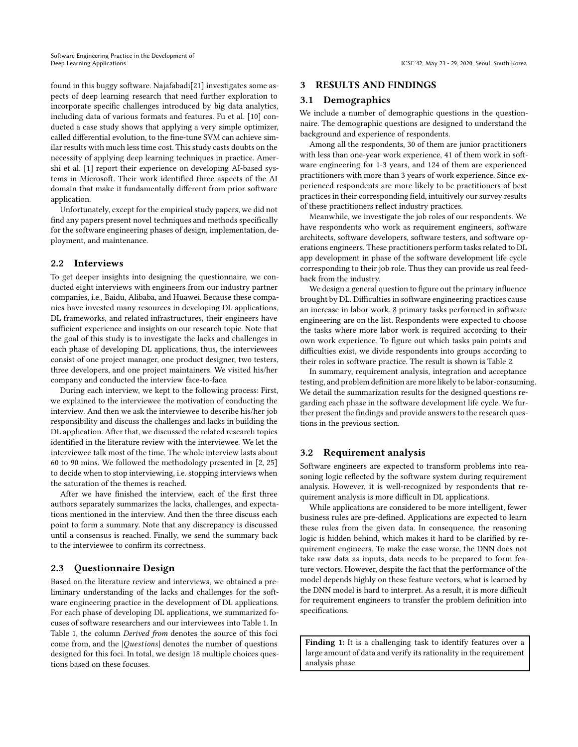found in this buggy software. Najafabadi[21] investigates some aspects of deep learning research that need further exploration to incorporate specific challenges introduced by big data analytics, including data of various formats and features. Fu et al. [10] conducted a case study shows that applying a very simple optimizer, called differential evolution, to the fine-tune SVM can achieve similar results with much less time cost. This study casts doubts on the necessity of applying deep learning techniques in practice. Amershi et al. [1] report their experience on developing AI-based systems in Microsoft. Their work identified three aspects of the AI domain that make it fundamentally different from prior software application.

Unfortunately, except for the empirical study papers, we did not find any papers present novel techniques and methods specifically for the software engineering phases of design, implementation, deployment, and maintenance.

## 2.2 Interviews

To get deeper insights into designing the questionnaire, we conducted eight interviews with engineers from our industry partner companies, i.e., Baidu, Alibaba, and Huawei. Because these companies have invested many resources in developing DL applications, DL frameworks, and related infrastructures, their engineers have sufficient experience and insights on our research topic. Note that the goal of this study is to investigate the lacks and challenges in each phase of developing DL applications, thus, the interviewees consist of one project manager, one product designer, two testers, three developers, and one project maintainers. We visited his/her company and conducted the interview face-to-face.

During each interview, we kept to the following process: First, we explained to the interviewee the motivation of conducting the interview. And then we ask the interviewee to describe his/her job responsibility and discuss the challenges and lacks in building the DL application. After that, we discussed the related research topics identified in the literature review with the interviewee. We let the interviewee talk most of the time. The whole interview lasts about 60 to 90 mins. We followed the methodology presented in [2, 25] to decide when to stop interviewing, i.e. stopping interviews when the saturation of the themes is reached.

After we have finished the interview, each of the first three authors separately summarizes the lacks, challenges, and expectations mentioned in the interview. And then the three discuss each point to form a summary. Note that any discrepancy is discussed until a consensus is reached. Finally, we send the summary back to the interviewee to confirm its correctness.

## 2.3 Questionnaire Design

Based on the literature review and interviews, we obtained a preliminary understanding of the lacks and challenges for the software engineering practice in the development of DL applications. For each phase of developing DL applications, we summarized focuses of software researchers and our interviewees into Table 1. In Table 1, the column *Derived from* denotes the source of this foci come from, and the $|Questions|$ denotes the number of questions designed for this foci. In total, we design 18 multiple choices questions based on these focuses.

# 3 RESULTS AND FINDINGS

## 3.1 Demographics

We include a number of demographic questions in the questionnaire. The demographic questions are designed to understand the background and experience of respondents.

Among all the respondents, 30 of them are junior practitioners with less than one-year work experience, 41 of them work in software engineering for 1-3 years, and 124 of them are experienced practitioners with more than 3 years of work experience. Since experienced respondents are more likely to be practitioners of best practices in their corresponding field, intuitively our survey results of these practitioners reflect industry practices.

Meanwhile, we investigate the job roles of our respondents. We have respondents who work as requirement engineers, software architects, software developers, software testers, and software operations engineers. These practitioners perform tasks related to DL app development in phase of the software development life cycle corresponding to their job role. Thus they can provide us real feedback from the industry.

We design a general question to figure out the primary influence brought by DL. Difficulties in software engineering practices cause an increase in labor work. 8 primary tasks performed in software engineering are on the list. Respondents were expected to choose the tasks where more labor work is required according to their own work experience. To figure out which tasks pain points and difficulties exist, we divide respondents into groups according to their roles in software practice. The result is shown is Table 2.

In summary, requirement analysis, integration and acceptance testing, and problem definition are more likely to be labor-consuming. We detail the summarization results for the designed questions regarding each phase in the software development life cycle. We further present the findings and provide answers to the research questions in the previous section.

## 3.2 Requirement analysis

Software engineers are expected to transform problems into reasoning logic reflected by the software system during requirement analysis. However, it is well-recognized by respondents that requirement analysis is more difficult in DL applications.

While applications are considered to be more intelligent, fewer business rules are pre-defined. Applications are expected to learn these rules from the given data. In consequence, the reasoning logic is hidden behind, which makes it hard to be clarified by requirement engineers. To make the case worse, the DNN does not take raw data as inputs, data needs to be prepared to form feature vectors. However, despite the fact that the performance of the model depends highly on these feature vectors, what is learned by the DNN model is hard to interpret. As a result, it is more difficult for requirement engineers to transfer the problem definition into specifications.

**Finding 1:** It is a challenging task to identify features over a large amount of data and verify its rationality in the requirement analysis phase.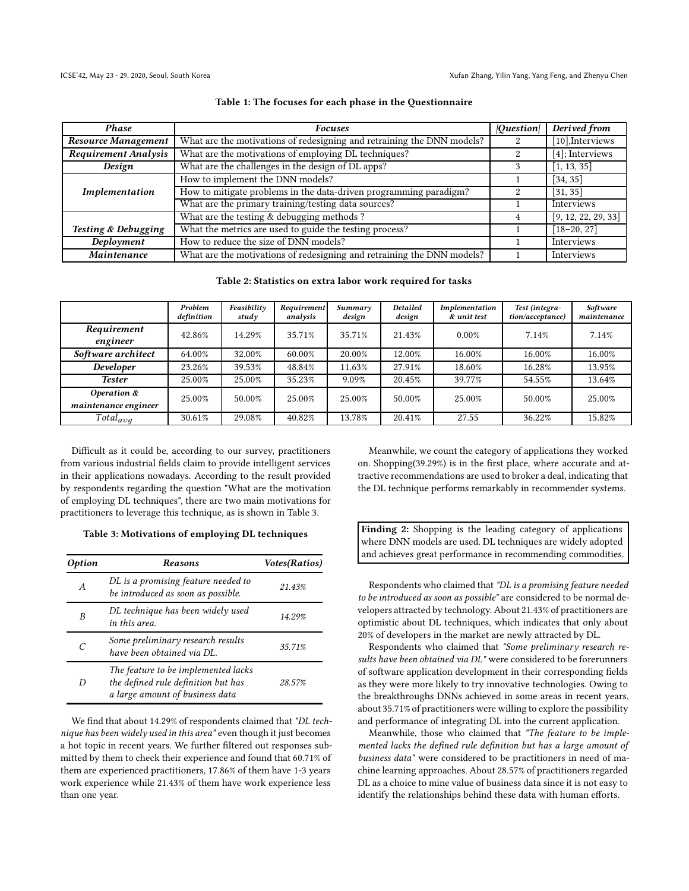**Table 1: The focuses for each phase in the Questionnaire**

| *Phase* | *Focuses* | *\|Question\|* | *Derived from* |
|---|---|---|---|
| ***Resource Management*** | What are the motivations of redesigning and retraining the DNN models? | 2 | [10],Interviews |
| ***Requirement Analysis*** | What are the motivations of employing DL techniques? | 2 | [4]; Interviews |
| ***Design*** | What are the challenges in the design of DL apps? | 3 | [1, 13, 35] |
| ***Implementation*** | How to implement the DNN models? | 1 | [34, 35] |
| | How to mitigate problems in the data-driven programming paradigm? | 2 | [31, 35] |
| | What are the primary training/testing data sources? | 1 | Interviews |
| ***Testing & Debugging*** | What are the testing & debugging methods ? | 4 | [9, 12, 22, 29, 33] |
| | What the metrics are used to guide the testing process? | 1 | [18–20, 27] |
| ***Deployment*** | How to reduce the size of DNN models? | 1 | Interviews |
| ***Maintenance*** | What are the motivations of redesigning and retraining the DNN models? | 1 | Interviews |

**Table 2: Statistics on extra labor work required for tasks**

| | *Problem definition* | *Feasibility study* | *Requirement analysis* | *Summary design* | *Detailed design* | *Implementation & unit test* | *Test (integration/acceptance)* | *Software maintenance* |
|---|---|---|---|---|---|---|---|---|
| ***Requirement engineer*** | 42.86% | 14.29% | 35.71% | 35.71% | 21.43% | 0.00% | 7.14% | 7.14% |
| ***Software architect*** | 64.00% | 32.00% | 60.00% | 20.00% | 12.00% | 16.00% | 16.00% | 16.00% |
| ***Developer*** | 23.26% | 39.53% | 48.84% | 11.63% | 27.91% | 18.60% | 16.28% | 13.95% |
| ***Tester*** | 25.00% | 25.00% | 35.23% | 9.09% | 20.45% | 39.77% | 54.55% | 13.64% |
| ***Operation & maintenance engineer*** | 25.00% | 50.00% | 25.00% | 25.00% | 50.00% | 25.00% | 50.00% | 25.00% |
| $Total_{avg}$ | 30.61% | 29.08% | 40.82% | 13.78% | 20.41% | 27.55 | 36.22% | 15.82% |

Difficult as it could be, according to our survey, practitioners from various industrial fields claim to provide intelligent services in their applications nowadays. According to the result provided by respondents regarding the question "What are the motivation of employing DL techniques", there are two main motivations for practitioners to leverage this technique, as is shown in Table 3.

**Table 3: Motivations of employing DL techniques**

| *Option* | *Reasons* | *Votes(Ratios)* |
|---|---|---|
| *A* | *DL is a promising feature needed to be introduced as soon as possible.* | *21.43%* |
| *B* | *DL technique has been widely used in this area.* | *14.29%* |
| *C* | *Some preliminary research results have been obtained via DL.* | *35.71%* |
| *D* | *The feature to be implemented lacks the defined rule definition but has a large amount of business data* | *28.57%* |

We find that about 14.29% of respondents claimed that *"DL technique has been widely used in this area"* even though it just becomes a hot topic in recent years. We further filtered out responses submitted by them to check their experience and found that 60.71% of them are experienced practitioners, 17.86% of them have 1-3 years work experience while 21.43% of them have work experience less than one year.

Meanwhile, we count the category of applications they worked on. Shopping(39.29%) is in the first place, where accurate and attractive recommendations are used to broker a deal, indicating that the DL technique performs remarkably in recommender systems.

**Finding 2:** Shopping is the leading category of applications where DNN models are used. DL techniques are widely adopted and achieves great performance in recommending commodities.

Respondents who claimed that *"DL is a promising feature needed to be introduced as soon as possible"* are considered to be normal developers attracted by technology. About 21.43% of practitioners are optimistic about DL techniques, which indicates that only about 20% of developers in the market are newly attracted by DL.

Respondents who claimed that *"Some preliminary research results have been obtained via DL"* were considered to be forerunners of software application development in their corresponding fields as they were more likely to try innovative technologies. Owing to the breakthroughs DNNs achieved in some areas in recent years, about 35.71% of practitioners were willing to explore the possibility and performance of integrating DL into the current application.

Meanwhile, those who claimed that *"The feature to be implemented lacks the defined rule definition but has a large amount of business data"* were considered to be practitioners in need of machine learning approaches. About 28.57% of practitioners regarded DL as a choice to mine value of business data since it is not easy to identify the relationships behind these data with human efforts.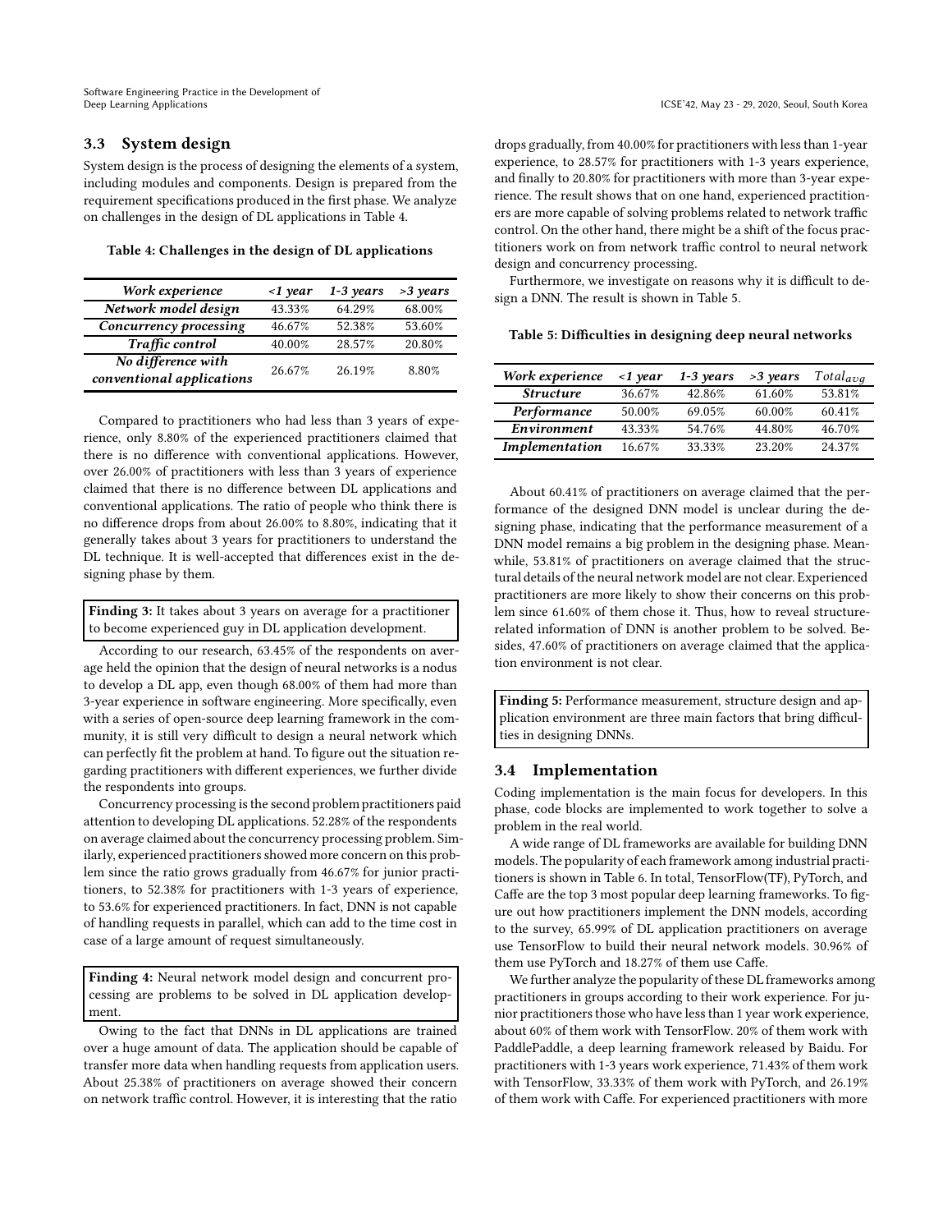### 3.3 System design

System design is the process of designing the elements of a system, including modules and components. Design is prepared from the requirement specifications produced in the first phase. We analyze on challenges in the design of DL applications in Table 4.

**Table 4: Challenges in the design of DL applications**

| *Work experience* | *<1 year* | *1-3 years* | *>3 years* |
|---|---|---|---|
| ***Network model design*** | 43.33% | 64.29% | 68.00% |
| ***Concurrency processing*** | 46.67% | 52.38% | 53.60% |
| ***Traffic control*** | 40.00% | 28.57% | 20.80% |
| ***No difference with conventional applications*** | 26.67% | 26.19% | 8.80% |

Compared to practitioners who had less than 3 years of experience, only 8.80% of the experienced practitioners claimed that there is no difference with conventional applications. However, over 26.00% of practitioners with less than 3 years of experience claimed that there is no difference between DL applications and conventional applications. The ratio of people who think there is no difference drops from about 26.00% to 8.80%, indicating that it generally takes about 3 years for practitioners to understand the DL technique. It is well-accepted that differences exist in the designing phase by them.

**Finding 3:** It takes about 3 years on average for a practitioner to become experienced guy in DL application development.

According to our research, 63.45% of the respondents on average held the opinion that the design of neural networks is a nodus to develop a DL app, even though 68.00% of them had more than 3-year experience in software engineering. More specifically, even with a series of open-source deep learning framework in the community, it is still very difficult to design a neural network which can perfectly fit the problem at hand. To figure out the situation regarding practitioners with different experiences, we further divide the respondents into groups.

Concurrency processing is the second problem practitioners paid attention to developing DL applications. 52.28% of the respondents on average claimed about the concurrency processing problem. Similarly, experienced practitioners showed more concern on this problem since the ratio grows gradually from 46.67% for junior practitioners, to 52.38% for practitioners with 1-3 years of experience, to 53.6% for experienced practitioners. In fact, DNN is not capable of handling requests in parallel, which can add to the time cost in case of a large amount of request simultaneously.

**Finding 4:** Neural network model design and concurrent processing are problems to be solved in DL application development.

Owing to the fact that DNNs in DL applications are trained over a huge amount of data. The application should be capable of transfer more data when handling requests from application users. About 25.38% of practitioners on average showed their concern on network traffic control. However, it is interesting that the ratio drops gradually, from 40.00% for practitioners with less than 1-year experience, to 28.57% for practitioners with 1-3 years experience, and finally to 20.80% for practitioners with more than 3-year experience. The result shows that on one hand, experienced practitioners are more capable of solving problems related to network traffic control. On the other hand, there might be a shift of the focus practitioners work on from network traffic control to neural network design and concurrency processing.

Furthermore, we investigate on reasons why it is difficult to design a DNN. The result is shown in Table 5.

**Table 5: Difficulties in designing deep neural networks**

| *Work experience* | *<1 year* | *1-3 years* | *>3 years* | $Total_{avg}$ |
|---|---|---|---|---|
| ***Structure*** | 36.67% | 42.86% | 61.60% | 53.81% |
| ***Performance*** | 50.00% | 69.05% | 60.00% | 60.41% |
| ***Environment*** | 43.33% | 54.76% | 44.80% | 46.70% |
| ***Implementation*** | 16.67% | 33.33% | 23.20% | 24.37% |

About 60.41% of practitioners on average claimed that the performance of the designed DNN model is unclear during the designing phase, indicating that the performance measurement of a DNN model remains a big problem in the designing phase. Meanwhile, 53.81% of practitioners on average claimed that the structural details of the neural network model are not clear. Experienced practitioners are more likely to show their concerns on this problem since 61.60% of them chose it. Thus, how to reveal structure-related information of DNN is another problem to be solved. Besides, 47.60% of practitioners on average claimed that the application environment is not clear.

**Finding 5:** Performance measurement, structure design and application environment are three main factors that bring difficulties in designing DNNs.

### 3.4 Implementation

Coding implementation is the main focus for developers. In this phase, code blocks are implemented to work together to solve a problem in the real world.

A wide range of DL frameworks are available for building DNN models. The popularity of each framework among industrial practitioners is shown in Table 6. In total, TensorFlow(TF), PyTorch, and Caffe are the top 3 most popular deep learning frameworks. To figure out how practitioners implement the DNN models, according to the survey, 65.99% of DL application practitioners on average use TensorFlow to build their neural network models. 30.96% of them use PyTorch and 18.27% of them use Caffe.

We further analyze the popularity of these DL frameworks among practitioners in groups according to their work experience. For junior practitioners those who have less than 1 year work experience, about 60% of them work with TensorFlow. 20% of them work with PaddlePaddle, a deep learning framework released by Baidu. For practitioners with 1-3 years work experience, 71.43% of them work with TensorFlow, 33.33% of them work with PyTorch, and 26.19% of them work with Caffe. For experienced practitioners with more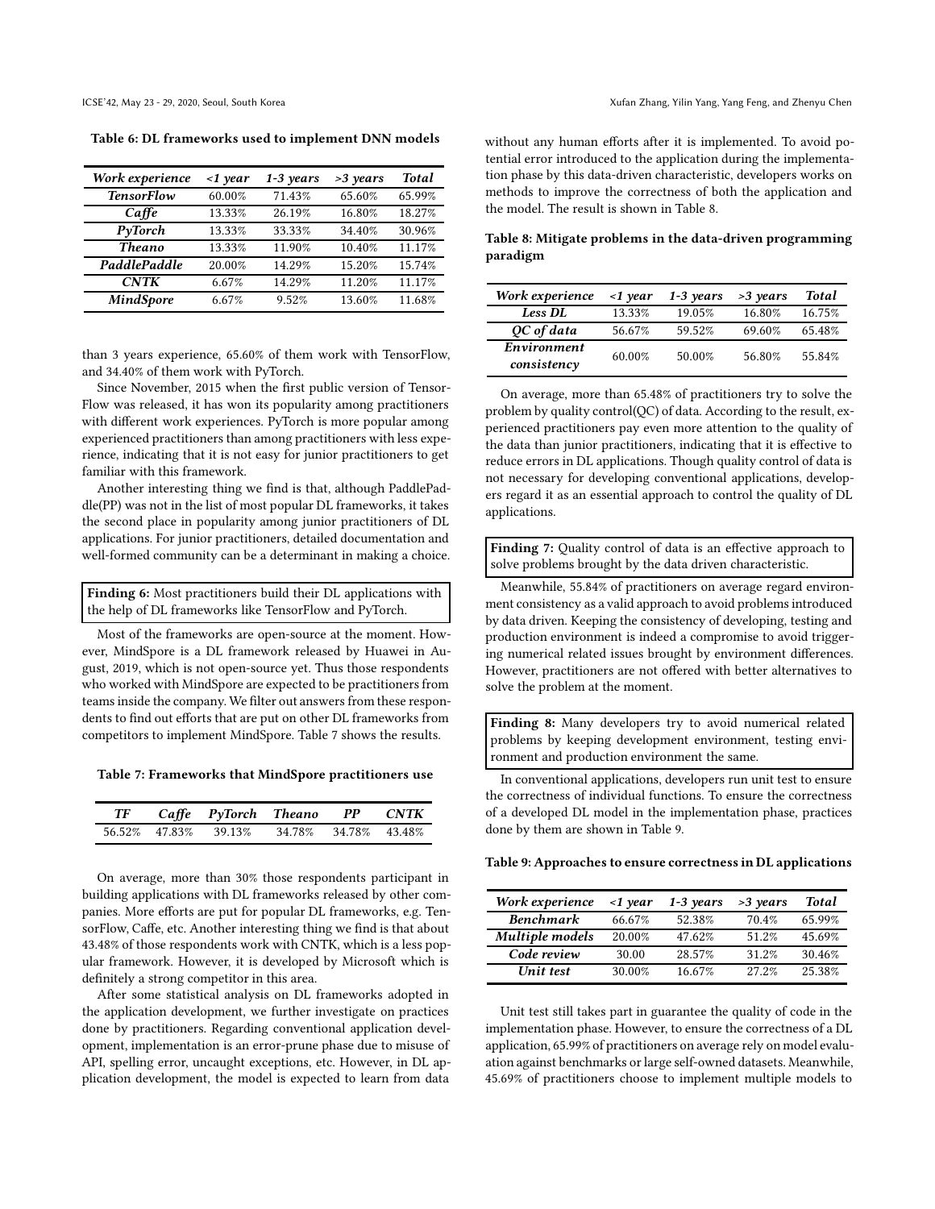Table 6: DL frameworks used to implement DNN models

| *Work experience* | *<1 year* | *1-3 years* | *>3 years* | *Total* |
|---|---|---|---|---|
| ***TensorFlow*** | 60.00% | 71.43% | 65.60% | 65.99% |
| ***Caffe*** | 13.33% | 26.19% | 16.80% | 18.27% |
| ***PyTorch*** | 13.33% | 33.33% | 34.40% | 30.96% |
| ***Theano*** | 13.33% | 11.90% | 10.40% | 11.17% |
| ***PaddlePaddle*** | 20.00% | 14.29% | 15.20% | 15.74% |
| ***CNTK*** | 6.67% | 14.29% | 11.20% | 11.17% |
| ***MindSpore*** | 6.67% | 9.52% | 13.60% | 11.68% |

than 3 years experience, 65.60% of them work with TensorFlow, and 34.40% of them work with PyTorch.

Since November, 2015 when the first public version of TensorFlow was released, it has won its popularity among practitioners with different work experiences. PyTorch is more popular among experienced practitioners than among practitioners with less experience, indicating that it is not easy for junior practitioners to get familiar with this framework.

Another interesting thing we find is that, although PaddlePaddle(PP) was not in the list of most popular DL frameworks, it takes the second place in popularity among junior practitioners of DL applications. For junior practitioners, detailed documentation and well-formed community can be a determinant in making a choice.

**Finding 6:** Most practitioners build their DL applications with the help of DL frameworks like TensorFlow and PyTorch.

Most of the frameworks are open-source at the moment. However, MindSpore is a DL framework released by Huawei in August, 2019, which is not open-source yet. Thus those respondents who worked with MindSpore are expected to be practitioners from teams inside the company. We filter out answers from these respondents to find out efforts that are put on other DL frameworks from competitors to implement MindSpore. Table 7 shows the results.

Table 7: Frameworks that MindSpore practitioners use

| *TF* | *Caffe* | *PyTorch* | *Theano* | *PP* | *CNTK* |
|---|---|---|---|---|---|
| 56.52% | 47.83% | 39.13% | 34.78% | 34.78% | 43.48% |

On average, more than 30% those respondents participant in building applications with DL frameworks released by other companies. More efforts are put for popular DL frameworks, e.g. TensorFlow, Caffe, etc. Another interesting thing we find is that about 43.48% of those respondents work with CNTK, which is a less popular framework. However, it is developed by Microsoft which is definitely a strong competitor in this area.

After some statistical analysis on DL frameworks adopted in the application development, we further investigate on practices done by practitioners. Regarding conventional application development, implementation is an error-prune phase due to misuse of API, spelling error, uncaught exceptions, etc. However, in DL application development, the model is expected to learn from data without any human efforts after it is implemented. To avoid potential error introduced to the application during the implementation phase by this data-driven characteristic, developers works on methods to improve the correctness of both the application and the model. The result is shown in Table 8.

Table 8: Mitigate problems in the data-driven programming paradigm

| *Work experience* | *<1 year* | *1-3 years* | *>3 years* | *Total* |
|---|---|---|---|---|
| ***Less DL*** | 13.33% | 19.05% | 16.80% | 16.75% |
| ***QC of data*** | 56.67% | 59.52% | 69.60% | 65.48% |
| ***Environment consistency*** | 60.00% | 50.00% | 56.80% | 55.84% |

On average, more than 65.48% of practitioners try to solve the problem by quality control(QC) of data. According to the result, experienced practitioners pay even more attention to the quality of the data than junior practitioners, indicating that it is effective to reduce errors in DL applications. Though quality control of data is not necessary for developing conventional applications, developers regard it as an essential approach to control the quality of DL applications.

**Finding 7:** Quality control of data is an effective approach to solve problems brought by the data driven characteristic.

Meanwhile, 55.84% of practitioners on average regard environment consistency as a valid approach to avoid problems introduced by data driven. Keeping the consistency of developing, testing and production environment is indeed a compromise to avoid triggering numerical related issues brought by environment differences. However, practitioners are not offered with better alternatives to solve the problem at the moment.

**Finding 8:** Many developers try to avoid numerical related problems by keeping development environment, testing environment and production environment the same.

In conventional applications, developers run unit test to ensure the correctness of individual functions. To ensure the correctness of a developed DL model in the implementation phase, practices done by them are shown in Table 9.

Table 9: Approaches to ensure correctness in DL applications

| *Work experience* | *<1 year* | *1-3 years* | *>3 years* | *Total* |
|---|---|---|---|---|
| ***Benchmark*** | 66.67% | 52.38% | 70.4% | 65.99% |
| ***Multiple models*** | 20.00% | 47.62% | 51.2% | 45.69% |
| ***Code review*** | 30.00 | 28.57% | 31.2% | 30.46% |
| ***Unit test*** | 30.00% | 16.67% | 27.2% | 25.38% |

Unit test still takes part in guarantee the quality of code in the implementation phase. However, to ensure the correctness of a DL application, 65.99% of practitioners on average rely on model evaluation against benchmarks or large self-owned datasets. Meanwhile, 45.69% of practitioners choose to implement multiple models to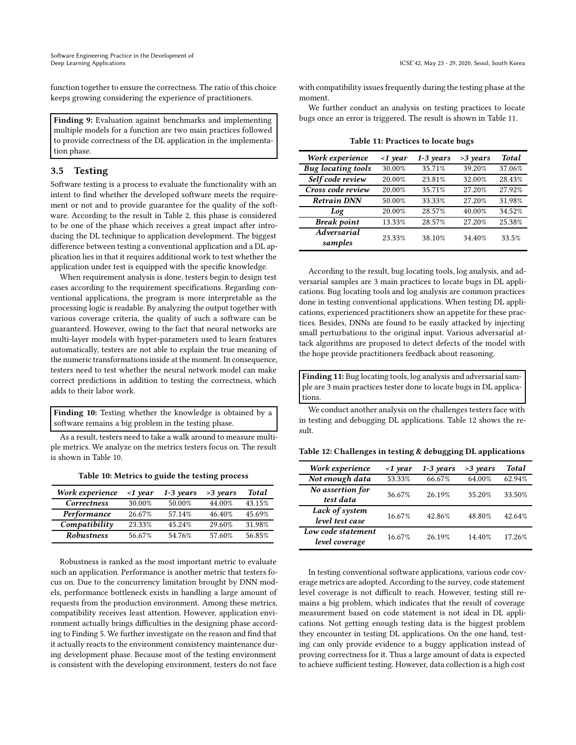function together to ensure the correctness. The ratio of this choice keeps growing considering the experience of practitioners.

**Finding 9:** Evaluation against benchmarks and implementing multiple models for a function are two main practices followed to provide correctness of the DL application in the implementation phase.

### 3.5 Testing

Software testing is a process to evaluate the functionality with an intent to find whether the developed software meets the requirement or not and to provide guarantee for the quality of the software. According to the result in Table 2, this phase is considered to be one of the phase which receives a great impact after introducing the DL technique to application development. The biggest difference between testing a conventional application and a DL application lies in that it requires additional work to test whether the application under test is equipped with the specific knowledge.

When requirement analysis is done, testers begin to design test cases according to the requirement specifications. Regarding conventional applications, the program is more interpretable as the processing logic is readable. By analyzing the output together with various coverage criteria, the quality of such a software can be guaranteed. However, owing to the fact that neural networks are multi-layer models with hyper-parameters used to learn features automatically, testers are not able to explain the true meaning of the numeric transformations inside at the moment. In consequence, testers need to test whether the neural network model can make correct predictions in addition to testing the correctness, which adds to their labor work.

**Finding 10:** Testing whether the knowledge is obtained by a software remains a big problem in the testing phase.

As a result, testers need to take a walk around to measure multiple metrics. We analyze on the metrics testers focus on. The result is shown in Table 10.

**Table 10: Metrics to guide the testing process**

| *Work experience* | *<1 year* | *1-3 years* | *>3 years* | *Total* |
|---|---|---|---|---|
| ***Correctness*** | 30.00% | 50.00% | 44.00% | 43.15% |
| ***Performance*** | 26.67% | 57.14% | 46.40% | 45.69% |
| ***Compatibility*** | 23.33% | 45.24% | 29.60% | 31.98% |
| ***Robustness*** | 56.67% | 54.76% | 57.60% | 56.85% |

Robustness is ranked as the most important metric to evaluate such an application. Performance is another metric that testers focus on. Due to the concurrency limitation brought by DNN models, performance bottleneck exists in handling a large amount of requests from the production environment. Among these metrics, compatibility receives least attention. However, application environment actually brings difficulties in the designing phase according to Finding 5. We further investigate on the reason and find that it actually reacts to the environment consistency maintenance during development phase. Because most of the testing environment is consistent with the developing environment, testers do not face with compatibility issues frequently during the testing phase at the moment.

We further conduct an analysis on testing practices to locate bugs once an error is triggered. The result is shown in Table 11.

**Table 11: Practices to locate bugs**

| *Work experience* | *<1 year* | *1-3 years* | *>3 years* | *Total* |
|---|---|---|---|---|
| ***Bug locating tools*** | 30.00% | 35.71% | 39.20% | 37.06% |
| ***Self code review*** | 20.00% | 23.81% | 32.00% | 28.43% |
| ***Cross code review*** | 20.00% | 35.71% | 27.20% | 27.92% |
| ***Retrain DNN*** | 50.00% | 33.33% | 27.20% | 31.98% |
| ***Log*** | 20.00% | 28.57% | 40.00% | 34.52% |
| ***Break point*** | 13.33% | 28.57% | 27.20% | 25.38% |
| ***Adversarial samples*** | 23.33% | 38.10% | 34.40% | 33.5% |

According to the result, bug locating tools, log analysis, and adversarial samples are 3 main practices to locate bugs in DL applications. Bug locating tools and log analysis are common practices done in testing conventional applications. When testing DL applications, experienced practitioners show an appetite for these practices. Besides, DNNs are found to be easily attacked by injecting small perturbations to the original input. Various adversarial attack algorithms are proposed to detect defects of the model with the hope provide practitioners feedback about reasoning.

**Finding 11:** Bug locating tools, log analysis and adversarial sample are 3 main practices tester done to locate bugs in DL applications.

We conduct another analysis on the challenges testers face with in testing and debugging DL applications. Table 12 shows the result.

**Table 12: Challenges in testing & debugging DL applications**

| *Work experience* | *<1 year* | *1-3 years* | *>3 years* | *Total* |
|---|---|---|---|---|
| ***Not enough data*** | 53.33% | 66.67% | 64.00% | 62.94% |
| ***No assertion for test data*** | 36.67% | 26.19% | 35.20% | 33.50% |
| ***Lack of system level test case*** | 16.67% | 42.86% | 48.80% | 42.64% |
| ***Low code statement level coverage*** | 16.67% | 26.19% | 14.40% | 17.26% |

In testing conventional software applications, various code coverage metrics are adopted. According to the survey, code statement level coverage is not difficult to reach. However, testing still remains a big problem, which indicates that the result of coverage measurement based on code statement is not ideal in DL applications. Not getting enough testing data is the biggest problem they encounter in testing DL applications. On the one hand, testing can only provide evidence to a buggy application instead of proving correctness for it. Thus a large amount of data is expected to achieve sufficient testing. However, data collection is a high cost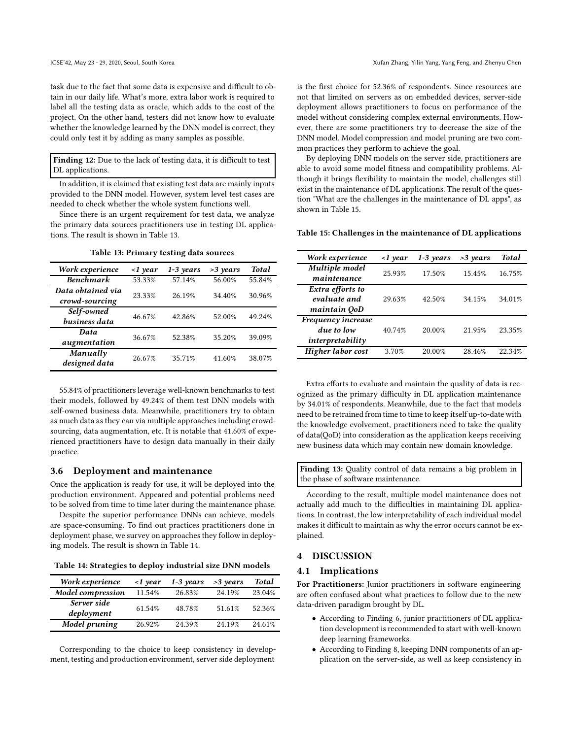task due to the fact that some data is expensive and difficult to obtain in our daily life. What's more, extra labor work is required to label all the testing data as oracle, which adds to the cost of the project. On the other hand, testers did not know how to evaluate whether the knowledge learned by the DNN model is correct, they could only test it by adding as many samples as possible.

**Finding 12:** Due to the lack of testing data, it is difficult to test DL applications.

In addition, it is claimed that existing test data are mainly inputs provided to the DNN model. However, system level test cases are needed to check whether the whole system functions well.

Since there is an urgent requirement for test data, we analyze the primary data sources practitioners use in testing DL applications. The result is shown in Table 13.

**Table 13: Primary testing data sources**

| *Work experience* | *<1 year* | *1-3 years* | *>3 years* | *Total* |
| --- | --- | --- | --- | --- |
| ***Benchmark*** | 53.33% | 57.14% | 56.00% | 55.84% |
| ***Data obtained via crowd-sourcing*** | 23.33% | 26.19% | 34.40% | 30.96% |
| ***Self-owned business data*** | 46.67% | 42.86% | 52.00% | 49.24% |
| ***Data augmentation*** | 36.67% | 52.38% | 35.20% | 39.09% |
| ***Manually designed data*** | 26.67% | 35.71% | 41.60% | 38.07% |

55.84% of practitioners leverage well-known benchmarks to test their models, followed by 49.24% of them test DNN models with self-owned business data. Meanwhile, practitioners try to obtain as much data as they can via multiple approaches including crowd-sourcing, data augmentation, etc. It is notable that 41.60% of experienced practitioners have to design data manually in their daily practice.

### 3.6 Deployment and maintenance

Once the application is ready for use, it will be deployed into the production environment. Appeared and potential problems need to be solved from time to time later during the maintenance phase.

Despite the superior performance DNNs can achieve, models are space-consuming. To find out practices practitioners done in deployment phase, we survey on approaches they follow in deploying models. The result is shown in Table 14.

**Table 14: Strategies to deploy industrial size DNN models**

| *Work experience* | *<1 year* | *1-3 years* | *>3 years* | *Total* |
| --- | --- | --- | --- | --- |
| ***Model compression*** | 11.54% | 26.83% | 24.19% | 23.04% |
| ***Server side deployment*** | 61.54% | 48.78% | 51.61% | 52.36% |
| ***Model pruning*** | 26.92% | 24.39% | 24.19% | 24.61% |

Corresponding to the choice to keep consistency in development, testing and production environment, server side deployment is the first choice for 52.36% of respondents. Since resources are not that limited on servers as on embedded devices, server-side deployment allows practitioners to focus on performance of the model without considering complex external environments. However, there are some practitioners try to decrease the size of the DNN model. Model compression and model pruning are two common practices they perform to achieve the goal.

By deploying DNN models on the server side, practitioners are able to avoid some model fitness and compatibility problems. Although it brings flexibility to maintain the model, challenges still exist in the maintenance of DL applications. The result of the question "What are the challenges in the maintenance of DL apps", as shown in Table 15.

**Table 15: Challenges in the maintenance of DL applications**

| *Work experience* | *<1 year* | *1-3 years* | *>3 years* | *Total* |
| --- | --- | --- | --- | --- |
| ***Multiple model maintenance*** | 25.93% | 17.50% | 15.45% | 16.75% |
| ***Extra efforts to evaluate and maintain QoD*** | 29.63% | 42.50% | 34.15% | 34.01% |
| ***Frequency increase due to low interpretability*** | 40.74% | 20.00% | 21.95% | 23.35% |
| ***Higher labor cost*** | 3.70% | 20.00% | 28.46% | 22.34% |

Extra efforts to evaluate and maintain the quality of data is recognized as the primary difficulty in DL application maintenance by 34.01% of respondents. Meanwhile, due to the fact that models need to be retrained from time to time to keep itself up-to-date with the knowledge evolvement, practitioners need to take the quality of data(QoD) into consideration as the application keeps receiving new business data which may contain new domain knowledge.

**Finding 13:** Quality control of data remains a big problem in the phase of software maintenance.

According to the result, multiple model maintenance does not actually add much to the difficulties in maintaining DL applications. In contrast, the low interpretability of each individual model makes it difficult to maintain as why the error occurs cannot be explained.

## 4 DISCUSSION

### 4.1 Implications

**For Practitioners:** Junior practitioners in software engineering are often confused about what practices to follow due to the new data-driven paradigm brought by DL.

- According to Finding 6, junior practitioners of DL application development is recommended to start with well-known deep learning frameworks.
- According to Finding 8, keeping DNN components of an application on the server-side, as well as keep consistency in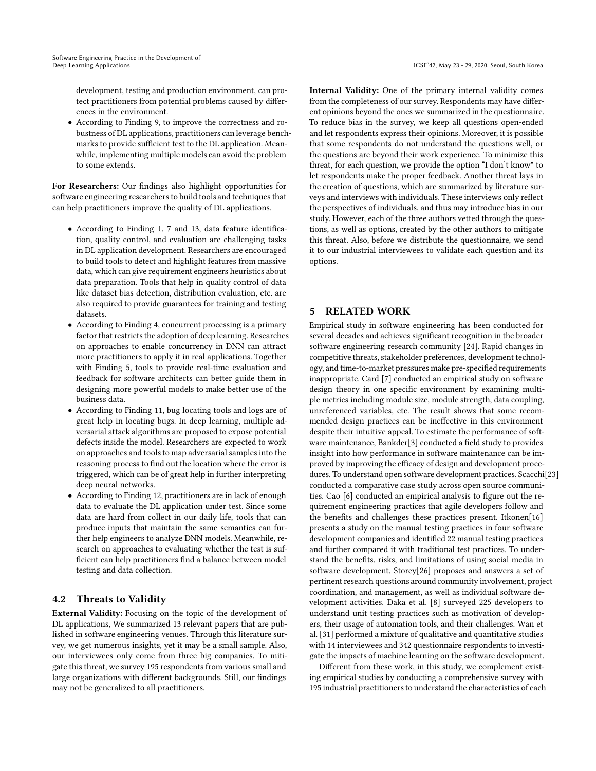development, testing and production environment, can protect practitioners from potential problems caused by differences in the environment.

- According to Finding 9, to improve the correctness and robustness of DL applications, practitioners can leverage benchmarks to provide sufficient test to the DL application. Meanwhile, implementing multiple models can avoid the problem to some extends.

**For Researchers:** Our findings also highlight opportunities for software engineering researchers to build tools and techniques that can help practitioners improve the quality of DL applications.

- According to Finding 1, 7 and 13, data feature identification, quality control, and evaluation are challenging tasks in DL application development. Researchers are encouraged to build tools to detect and highlight features from massive data, which can give requirement engineers heuristics about data preparation. Tools that help in quality control of data like dataset bias detection, distribution evaluation, etc. are also required to provide guarantees for training and testing datasets.
- According to Finding 4, concurrent processing is a primary factor that restricts the adoption of deep learning. Researches on approaches to enable concurrency in DNN can attract more practitioners to apply it in real applications. Together with Finding 5, tools to provide real-time evaluation and feedback for software architects can better guide them in designing more powerful models to make better use of the business data.
- According to Finding 11, bug locating tools and logs are of great help in locating bugs. In deep learning, multiple adversarial attack algorithms are proposed to expose potential defects inside the model. Researchers are expected to work on approaches and tools to map adversarial samples into the reasoning process to find out the location where the error is triggered, which can be of great help in further interpreting deep neural networks.
- According to Finding 12, practitioners are in lack of enough data to evaluate the DL application under test. Since some data are hard from collect in our daily life, tools that can produce inputs that maintain the same semantics can further help engineers to analyze DNN models. Meanwhile, research on approaches to evaluating whether the test is sufficient can help practitioners find a balance between model testing and data collection.

## 4.2 Threats to Validity

**External Validity:** Focusing on the topic of the development of DL applications, We summarized 13 relevant papers that are published in software engineering venues. Through this literature survey, we get numerous insights, yet it may be a small sample. Also, our interviewees only come from three big companies. To mitigate this threat, we survey 195 respondents from various small and large organizations with different backgrounds. Still, our findings may not be generalized to all practitioners.

**Internal Validity:** One of the primary internal validity comes from the completeness of our survey. Respondents may have different opinions beyond the ones we summarized in the questionnaire. To reduce bias in the survey, we keep all questions open-ended and let respondents express their opinions. Moreover, it is possible that some respondents do not understand the questions well, or the questions are beyond their work experience. To minimize this threat, for each question, we provide the option "I don't know" to let respondents make the proper feedback. Another threat lays in the creation of questions, which are summarized by literature surveys and interviews with individuals. These interviews only reflect the perspectives of individuals, and thus may introduce bias in our study. However, each of the three authors vetted through the questions, as well as options, created by the other authors to mitigate this threat. Also, before we distribute the questionnaire, we send it to our industrial interviewees to validate each question and its options.

# 5 RELATED WORK

Empirical study in software engineering has been conducted for several decades and achieves significant recognition in the broader software engineering research community [24]. Rapid changes in competitive threats, stakeholder preferences, development technology, and time-to-market pressures make pre-specified requirements inappropriate. Card [7] conducted an empirical study on software design theory in one specific environment by examining multiple metrics including module size, module strength, data coupling, unreferenced variables, etc. The result shows that some recommended design practices can be ineffective in this environment despite their intuitive appeal. To estimate the performance of software maintenance, Bankder[3] conducted a field study to provides insight into how performance in software maintenance can be improved by improving the efficacy of design and development procedures. To understand open software development practices, Scacchi[23] conducted a comparative case study across open source communities. Cao [6] conducted an empirical analysis to figure out the requirement engineering practices that agile developers follow and the benefits and challenges these practices present. Itkonen[16] presents a study on the manual testing practices in four software development companies and identified 22 manual testing practices and further compared it with traditional test practices. To understand the benefits, risks, and limitations of using social media in software development, Storey[26] proposes and answers a set of pertinent research questions around community involvement, project coordination, and management, as well as individual software development activities. Daka et al. [8] surveyed 225 developers to understand unit testing practices such as motivation of developers, their usage of automation tools, and their challenges. Wan et al. [31] performed a mixture of qualitative and quantitative studies with 14 interviewees and 342 questionnaire respondents to investigate the impacts of machine learning on the software development.

Different from these work, in this study, we complement existing empirical studies by conducting a comprehensive survey with 195 industrial practitioners to understand the characteristics of each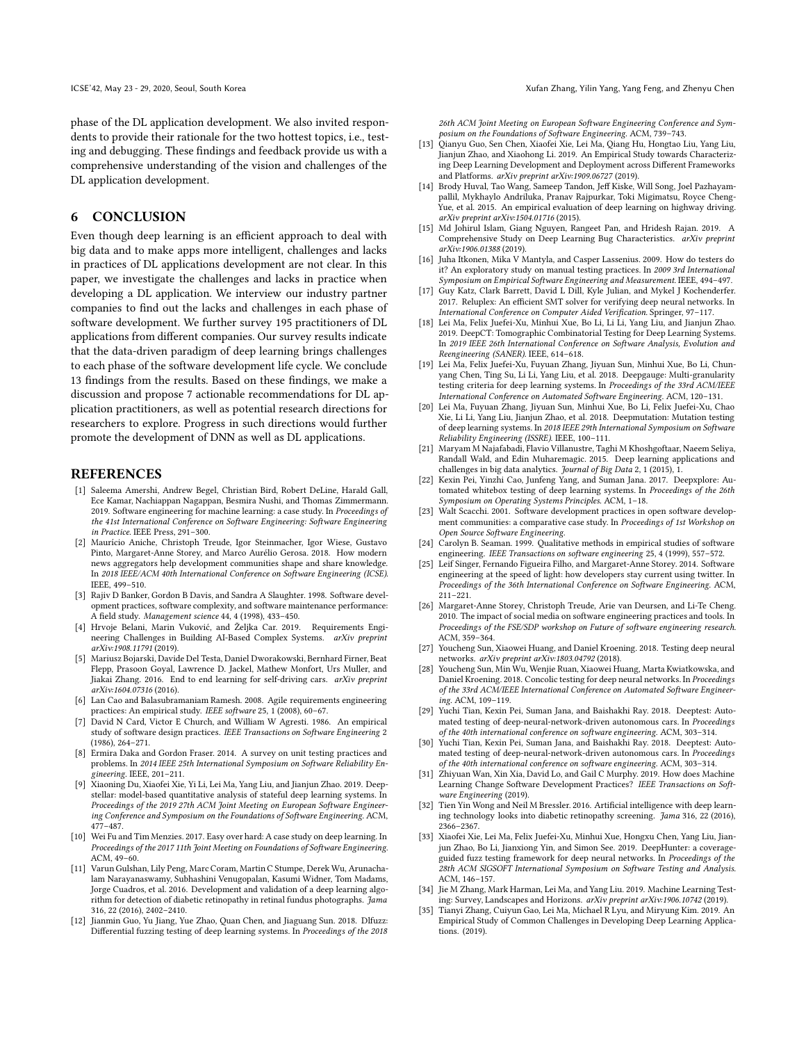phase of the DL application development. We also invited respondents to provide their rationale for the two hottest topics, i.e., testing and debugging. These findings and feedback provide us with a comprehensive understanding of the vision and challenges of the DL application development.

## 6 CONCLUSION

Even though deep learning is an efficient approach to deal with big data and to make apps more intelligent, challenges and lacks in practices of DL applications development are not clear. In this paper, we investigate the challenges and lacks in practice when developing a DL application. We interview our industry partner companies to find out the lacks and challenges in each phase of software development. We further survey 195 practitioners of DL applications from different companies. Our survey results indicate that the data-driven paradigm of deep learning brings challenges to each phase of the software development life cycle. We conclude 13 findings from the results. Based on these findings, we make a discussion and propose 7 actionable recommendations for DL application practitioners, as well as potential research directions for researchers to explore. Progress in such directions would further promote the development of DNN as well as DL applications.

## REFERENCES

[1] Saleema Amershi, Andrew Begel, Christian Bird, Robert DeLine, Harald Gall, Ece Kamar, Nachiappan Nagappan, Besmira Nushi, and Thomas Zimmermann. 2019. Software engineering for machine learning: a case study. In *Proceedings of the 41st International Conference on Software Engineering: Software Engineering in Practice*. IEEE Press, 291–300.

[2] Maurício Aniche, Christoph Treude, Igor Steinmacher, Igor Wiese, Gustavo Pinto, Margaret-Anne Storey, and Marco Aurélio Gerosa. 2018. How modern news aggregators help development communities shape and share knowledge. In *2018 IEEE/ACM 40th International Conference on Software Engineering (ICSE)*. IEEE, 499–510.

[3] Rajiv D Banker, Gordon B Davis, and Sandra A Slaughter. 1998. Software development practices, software complexity, and software maintenance performance: A field study. *Management science* 44, 4 (1998), 433–450.

[4] Hrvoje Belani, Marin Vuković, and Željka Car. 2019. Requirements Engineering Challenges in Building AI-Based Complex Systems. *arXiv preprint arXiv:1908.11791* (2019).

[5] Mariusz Bojarski, Davide Del Testa, Daniel Dworakowski, Bernhard Firner, Beat Flepp, Prasoon Goyal, Lawrence D. Jackel, Mathew Monfort, Urs Muller, and Jiakai Zhang. 2016. End to end learning for self-driving cars. *arXiv preprint arXiv:1604.07316* (2016).

[6] Lan Cao and Balasubramaniam Ramesh. 2008. Agile requirements engineering practices: An empirical study. *IEEE software* 25, 1 (2008), 60–67.

[7] David N Card, Victor E Church, and William W Agresti. 1986. An empirical study of software design practices. *IEEE Transactions on Software Engineering* 2 (1986), 264–271.

[8] Ermira Daka and Gordon Fraser. 2014. A survey on unit testing practices and problems. In *2014 IEEE 25th International Symposium on Software Reliability Engineering*. IEEE, 201–211.

[9] Xiaoning Du, Xiaofei Xie, Yi Li, Lei Ma, Yang Liu, and Jianjun Zhao. 2019. Deepstellar: model-based quantitative analysis of stateful deep learning systems. In *Proceedings of the 2019 27th ACM Joint Meeting on European Software Engineering Conference and Symposium on the Foundations of Software Engineering*. ACM, 477–487.

[10] Wei Fu and Tim Menzies. 2017. Easy over hard: A case study on deep learning. In *Proceedings of the 2017 11th Joint Meeting on Foundations of Software Engineering*. ACM, 49–60.

[11] Varun Gulshan, Lily Peng, Marc Coram, Martin C Stumpe, Derek Wu, Arunachalam Narayanaswamy, Subhashini Venugopalan, Kasumi Widner, Tom Madams, Jorge Cuadros, et al. 2016. Development and validation of a deep learning algorithm for detection of diabetic retinopathy in retinal fundus photographs. *Jama* 316, 22 (2016), 2402–2410.

[12] Jianmin Guo, Yu Jiang, Yue Zhao, Quan Chen, and Jiaguang Sun. 2018. Dlfuzz: Differential fuzzing testing of deep learning systems. In *Proceedings of the 2018 26th ACM Joint Meeting on European Software Engineering Conference and Symposium on the Foundations of Software Engineering*. ACM, 739–743.

[13] Qianyu Guo, Sen Chen, Xiaofei Xie, Lei Ma, Qiang Hu, Hongtao Liu, Yang Liu, Jianjun Zhao, and Xiaohong Li. 2019. An Empirical Study towards Characterizing Deep Learning Development and Deployment across Different Frameworks and Platforms. *arXiv preprint arXiv:1909.06727* (2019).

[14] Brody Huval, Tao Wang, Sameep Tandon, Jeff Kiske, Will Song, Joel Pazhayampallil, Mykhaylo Andriluka, Pranav Rajpurkar, Toki Migimatsu, Royce Cheng-Yue, et al. 2015. An empirical evaluation of deep learning on highway driving. *arXiv preprint arXiv:1504.01716* (2015).

[15] Md Johirul Islam, Giang Nguyen, Rangeet Pan, and Hridesh Rajan. 2019. A Comprehensive Study on Deep Learning Bug Characteristics. *arXiv preprint arXiv:1906.01388* (2019).

[16] Juha Itkonen, Mika V Mantyla, and Casper Lassenius. 2009. How do testers do it? An exploratory study on manual testing practices. In *2009 3rd International Symposium on Empirical Software Engineering and Measurement*. IEEE, 494–497.

[17] Guy Katz, Clark Barrett, David L Dill, Kyle Julian, and Mykel J Kochenderfer. 2017. Reluplex: An efficient SMT solver for verifying deep neural networks. In *International Conference on Computer Aided Verification*. Springer, 97–117.

[18] Lei Ma, Felix Juefei-Xu, Minhui Xue, Bo Li, Li Li, Yang Liu, and Jianjun Zhao. 2019. DeepCT: Tomographic Combinatorial Testing for Deep Learning Systems. In *2019 IEEE 26th International Conference on Software Analysis, Evolution and Reengineering (SANER)*. IEEE, 614–618.

[19] Lei Ma, Felix Juefei-Xu, Fuyuan Zhang, Jiyuan Sun, Minhui Xue, Bo Li, Chunyang Chen, Ting Su, Li Li, Yang Liu, et al. 2018. Deepgauge: Multi-granularity testing criteria for deep learning systems. In *Proceedings of the 33rd ACM/IEEE International Conference on Automated Software Engineering*. ACM, 120–131.

[20] Lei Ma, Fuyuan Zhang, Jiyuan Sun, Minhui Xue, Bo Li, Felix Juefei-Xu, Chao Xie, Li Li, Yang Liu, Jianjun Zhao, et al. 2018. Deepmutation: Mutation testing of deep learning systems. In *2018 IEEE 29th International Symposium on Software Reliability Engineering (ISSRE)*. IEEE, 100–111.

[21] Maryam M Najafabadi, Flavio Villanustre, Taghi M Khoshgoftaar, Naeem Seliya, Randall Wald, and Edin Muharemagic. 2015. Deep learning applications and challenges in big data analytics. *Journal of Big Data* 2, 1 (2015), 1.

[22] Kexin Pei, Yinzhi Cao, Junfeng Yang, and Suman Jana. 2017. Deepxplore: Automated whitebox testing of deep learning systems. In *Proceedings of the 26th Symposium on Operating Systems Principles*. ACM, 1–18.

[23] Walt Scacchi. 2001. Software development practices in open software development communities: a comparative case study. In *Proceedings of 1st Workshop on Open Source Software Engineering*.

[24] Carolyn B. Seaman. 1999. Qualitative methods in empirical studies of software engineering. *IEEE Transactions on software engineering* 25, 4 (1999), 557–572.

[25] Leif Singer, Fernando Figueira Filho, and Margaret-Anne Storey. 2014. Software engineering at the speed of light: how developers stay current using twitter. In *Proceedings of the 36th International Conference on Software Engineering*. ACM, 211–221.

[26] Margaret-Anne Storey, Christoph Treude, Arie van Deursen, and Li-Te Cheng. 2010. The impact of social media on software engineering practices and tools. In *Proceedings of the FSE/SDP workshop on Future of software engineering research*. ACM, 359–364.

[27] Youcheng Sun, Xiaowei Huang, and Daniel Kroening. 2018. Testing deep neural networks. *arXiv preprint arXiv:1803.04792* (2018).

[28] Youcheng Sun, Min Wu, Wenjie Ruan, Xiaowei Huang, Marta Kwiatkowska, and Daniel Kroening. 2018. Concolic testing for deep neural networks. In *Proceedings of the 33rd ACM/IEEE International Conference on Automated Software Engineering*. ACM, 109–119.

[29] Yuchi Tian, Kexin Pei, Suman Jana, and Baishakhi Ray. 2018. Deeptest: Automated testing of deep-neural-network-driven autonomous cars. In *Proceedings of the 40th international conference on software engineering*. ACM, 303–314.

[30] Yuchi Tian, Kexin Pei, Suman Jana, and Baishakhi Ray. 2018. Deeptest: Automated testing of deep-neural-network-driven autonomous cars. In *Proceedings of the 40th international conference on software engineering*. ACM, 303–314.

[31] Zhiyuan Wan, Xin Xia, David Lo, and Gail C Murphy. 2019. How does Machine Learning Change Software Development Practices? *IEEE Transactions on Software Engineering* (2019).

[32] Tien Yin Wong and Neil M Bressler. 2016. Artificial intelligence with deep learning technology looks into diabetic retinopathy screening. *Jama* 316, 22 (2016), 2366–2367.

[33] Xiaofei Xie, Lei Ma, Felix Juefei-Xu, Minhui Xue, Hongxu Chen, Yang Liu, Jianjun Zhao, Bo Li, Jianxiong Yin, and Simon See. 2019. DeepHunter: a coverage-guided fuzz testing framework for deep neural networks. In *Proceedings of the 28th ACM SIGSOFT International Symposium on Software Testing and Analysis*. ACM, 146–157.

[34] Jie M Zhang, Mark Harman, Lei Ma, and Yang Liu. 2019. Machine Learning Testing: Survey, Landscapes and Horizons. *arXiv preprint arXiv:1906.10742* (2019).

[35] Tianyi Zhang, Cuiyun Gao, Lei Ma, Michael R Lyu, and Miryung Kim. 2019. An Empirical Study of Common Challenges in Developing Deep Learning Applications. (2019).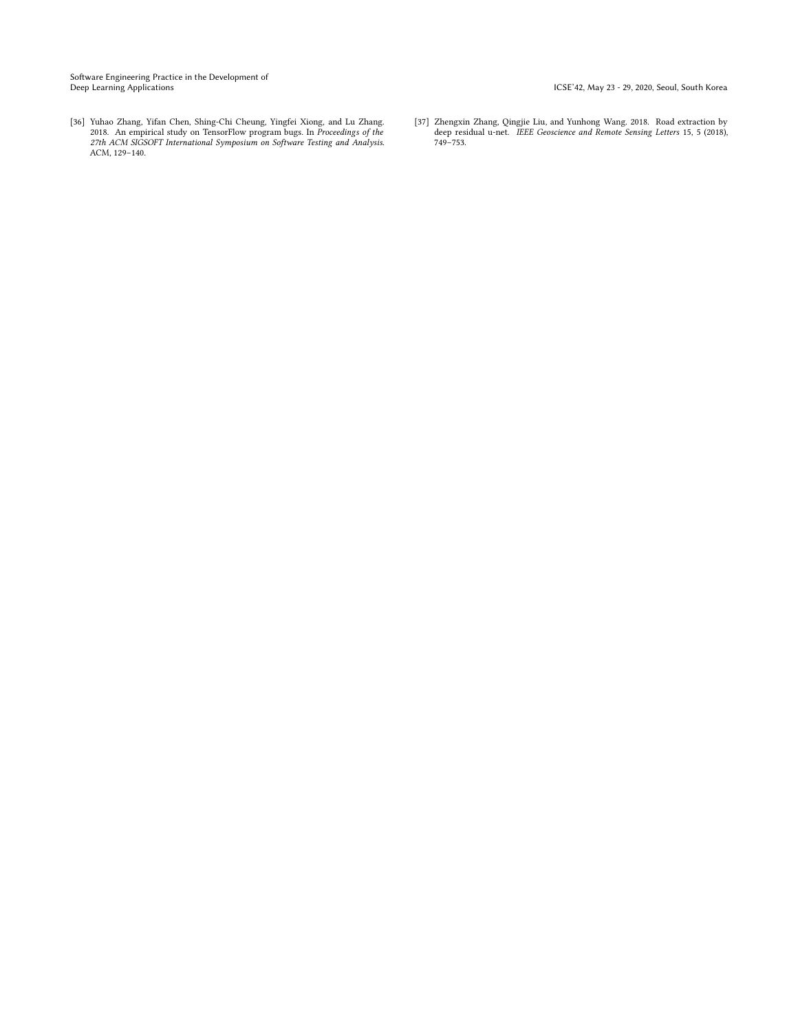[36] Yuhao Zhang, Yifan Chen, Shing-Chi Cheung, Yingfei Xiong, and Lu Zhang. 2018. An empirical study on TensorFlow program bugs. In *Proceedings of the 27th ACM SIGSOFT International Symposium on Software Testing and Analysis*. ACM, 129–140.

[37] Zhengxin Zhang, Qingjie Liu, and Yunhong Wang. 2018. Road extraction by deep residual u-net. *IEEE Geoscience and Remote Sensing Letters* 15, 5 (2018), 749–753.